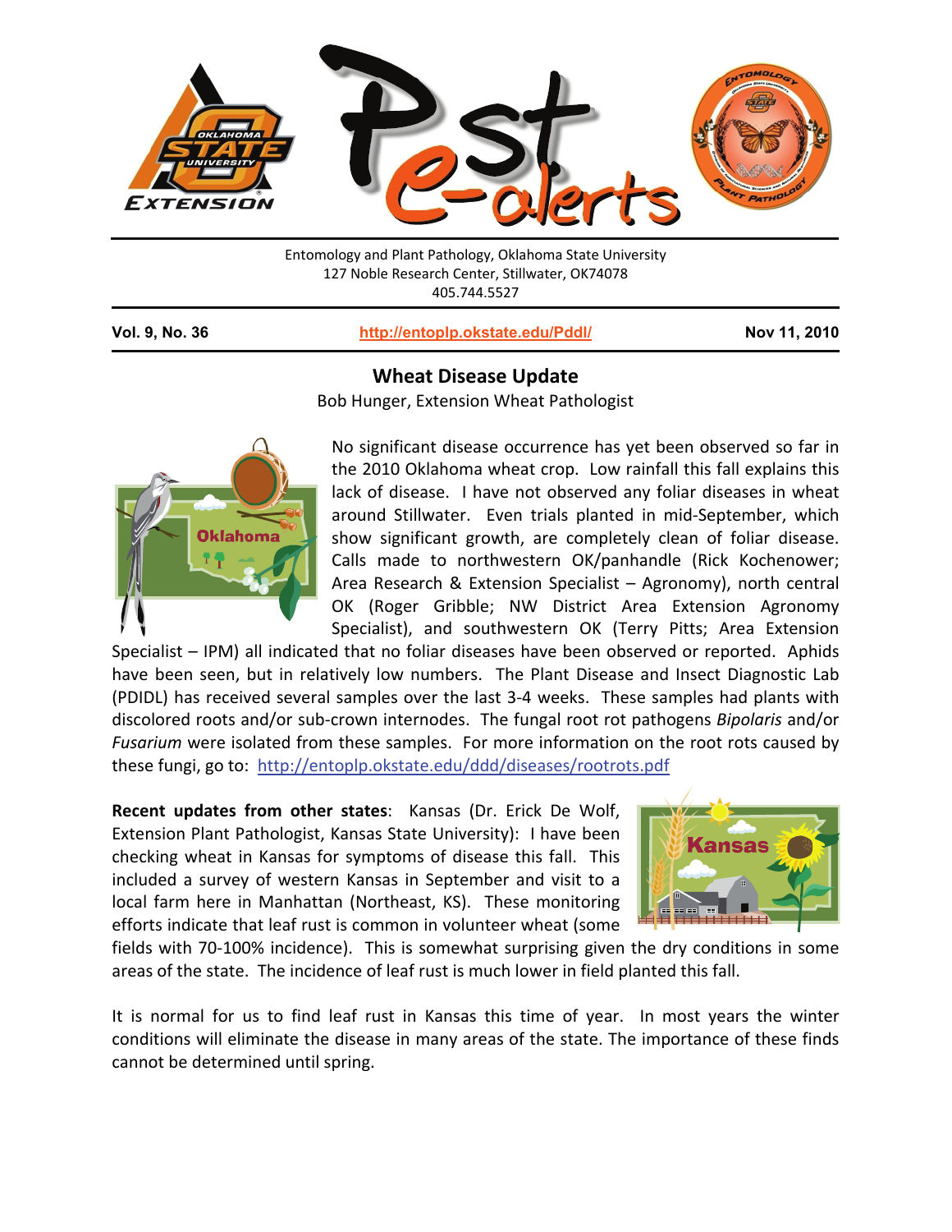Entomology and Plant Pathology, Oklahoma State University
127 Noble Research Center, Stillwater, OK74078
405.744.5527

**Vol. 9, No. 36** | http://entoplp.okstate.edu/Pddl/ | **Nov 11, 2010**

## Wheat Disease Update

Bob Hunger, Extension Wheat Pathologist

No significant disease occurrence has yet been observed so far in the 2010 Oklahoma wheat crop. Low rainfall this fall explains this lack of disease. I have not observed any foliar diseases in wheat around Stillwater. Even trials planted in mid-September, which show significant growth, are completely clean of foliar disease. Calls made to northwestern OK/panhandle (Rick Kochenower; Area Research & Extension Specialist – Agronomy), north central OK (Roger Gribble; NW District Area Extension Agronomy Specialist), and southwestern OK (Terry Pitts; Area Extension Specialist – IPM) all indicated that no foliar diseases have been observed or reported. Aphids have been seen, but in relatively low numbers. The Plant Disease and Insect Diagnostic Lab (PDIDL) has received several samples over the last 3-4 weeks. These samples had plants with discolored roots and/or sub-crown internodes. The fungal root rot pathogens *Bipolaris* and/or *Fusarium* were isolated from these samples. For more information on the root rots caused by these fungi, go to: http://entoplp.okstate.edu/ddd/diseases/rootrots.pdf

**Recent updates from other states**: Kansas (Dr. Erick De Wolf, Extension Plant Pathologist, Kansas State University): I have been checking wheat in Kansas for symptoms of disease this fall. This included a survey of western Kansas in September and visit to a local farm here in Manhattan (Northeast, KS). These monitoring efforts indicate that leaf rust is common in volunteer wheat (some fields with 70-100% incidence). This is somewhat surprising given the dry conditions in some areas of the state. The incidence of leaf rust is much lower in field planted this fall.

It is normal for us to find leaf rust in Kansas this time of year. In most years the winter conditions will eliminate the disease in many areas of the state. The importance of these finds cannot be determined until spring.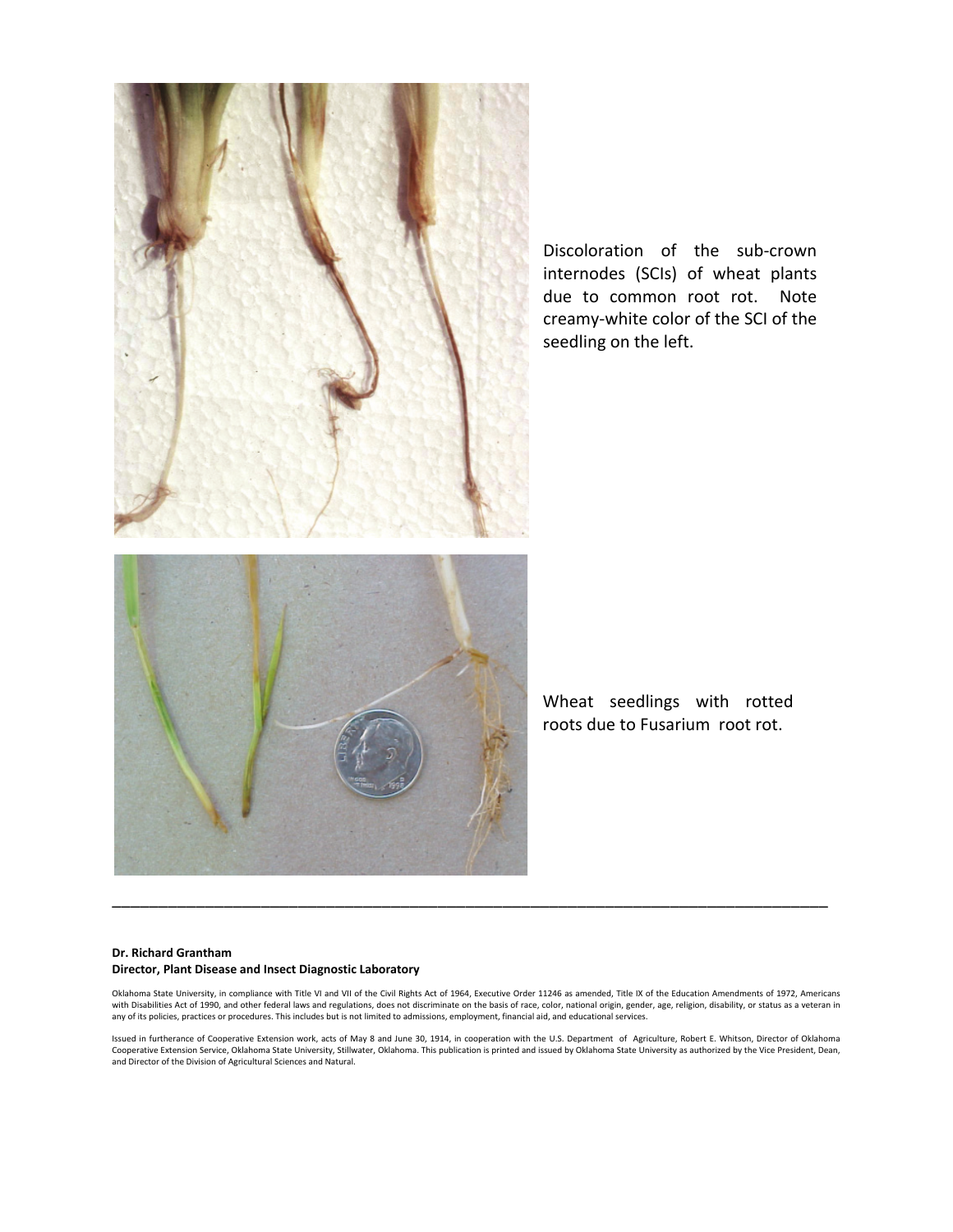Discoloration of the sub-crown internodes (SCIs) of wheat plants due to common root rot. Note creamy-white color of the SCI of the seedling on the left.

Wheat seedlings with rotted roots due to Fusarium root rot.

---

**Dr. Richard Grantham**
**Director, Plant Disease and Insect Diagnostic Laboratory**

Oklahoma State University, in compliance with Title VI and VII of the Civil Rights Act of 1964, Executive Order 11246 as amended, Title IX of the Education Amendments of 1972, Americans with Disabilities Act of 1990, and other federal laws and regulations, does not discriminate on the basis of race, color, national origin, gender, age, religion, disability, or status as a veteran in any of its policies, practices or procedures. This includes but is not limited to admissions, employment, financial aid, and educational services.

Issued in furtherance of Cooperative Extension work, acts of May 8 and June 30, 1914, in cooperation with the U.S. Department of Agriculture, Robert E. Whitson, Director of Oklahoma Cooperative Extension Service, Oklahoma State University, Stillwater, Oklahoma. This publication is printed and issued by Oklahoma State University as authorized by the Vice President, Dean, and Director of the Division of Agricultural Sciences and Natural.